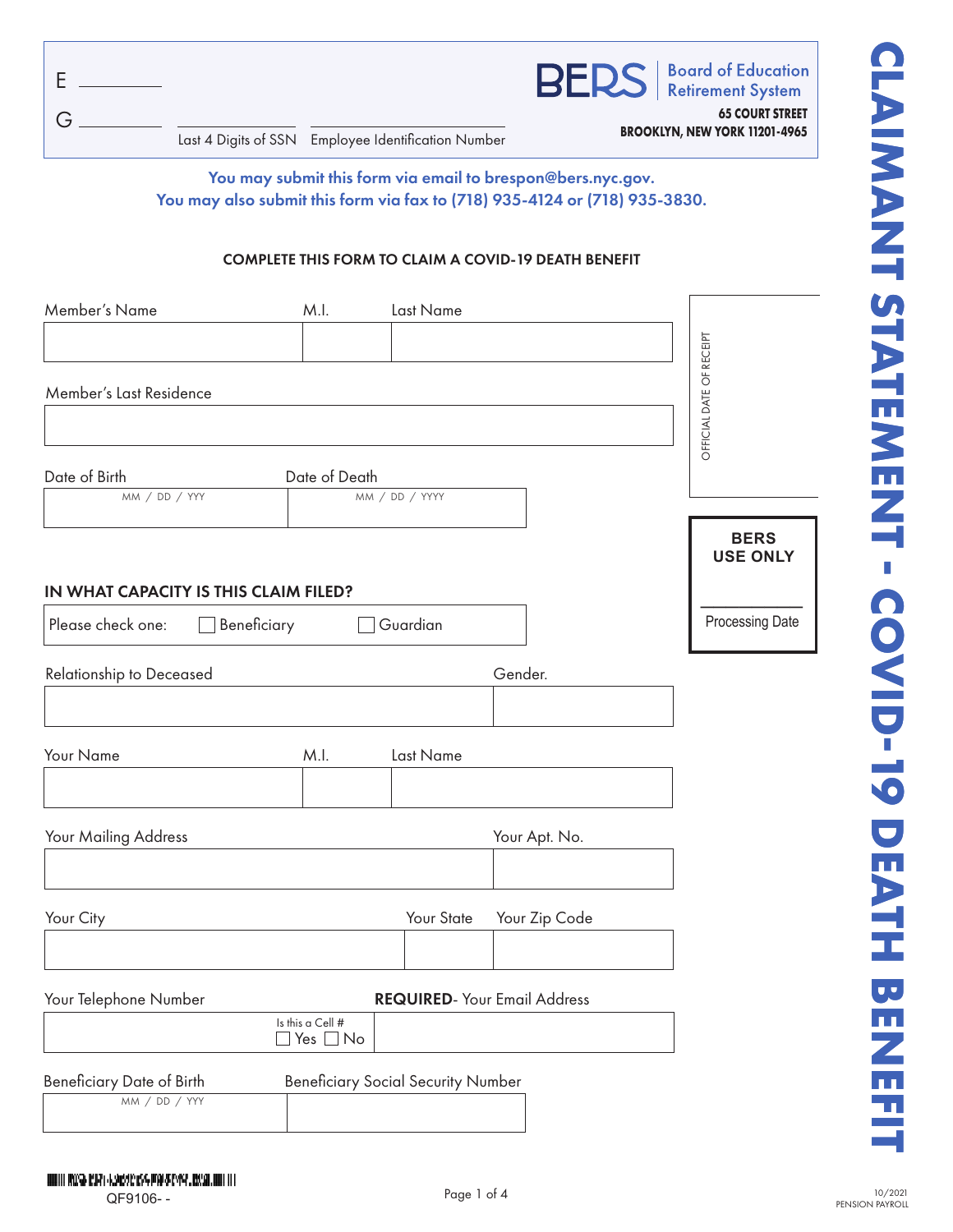E ________

G ________ ________ ________

Last 4 Digits of SSN Employee Identification Number

BERS | Board of Education Retirement System

**65 COURT STREET**
**BROOKLYN, NEW YORK 11201-4965**

# CLAIMANT STATEMENT - COVID-19 DEATH BENEFIT

**You may submit this form via email to brespon@bers.nyc.gov.**
**You may also submit this form via fax to (718) 935-4124 or (718) 935-3830.**

## COMPLETE THIS FORM TO CLAIM A COVID-19 DEATH BENEFIT

OFFICIAL DATE OF RECEIPT

**BERS USE ONLY**

Processing Date

| Member's Name | M.I. | Last Name |
|---|---|---|
| | | |

| Member's Last Residence |
|---|
| |

| Date of Birth (MM / DD / YYY) | Date of Death (MM / DD / YYYY) |
|---|---|
| | |

### IN WHAT CAPACITY IS THIS CLAIM FILED?

Please check one: ☐ Beneficiary ☐ Guardian

| Relationship to Deceased | Gender. |
|---|---|
| | |

| Your Name | M.I. | Last Name |
|---|---|---|
| | | |

| Your Mailing Address | Your Apt. No. |
|---|---|
| | |

| Your City | Your State | Your Zip Code |
|---|---|---|
| | | |

| Your Telephone Number (Is this a Cell # ☐ Yes ☐ No) | **REQUIRED**- Your Email Address |
|---|---|
| | |

| Beneficiary Date of Birth (MM / DD / YYY) | Beneficiary Social Security Number |
|---|---|
| | |

QF9106- -

10/2021
PENSION PAYROLL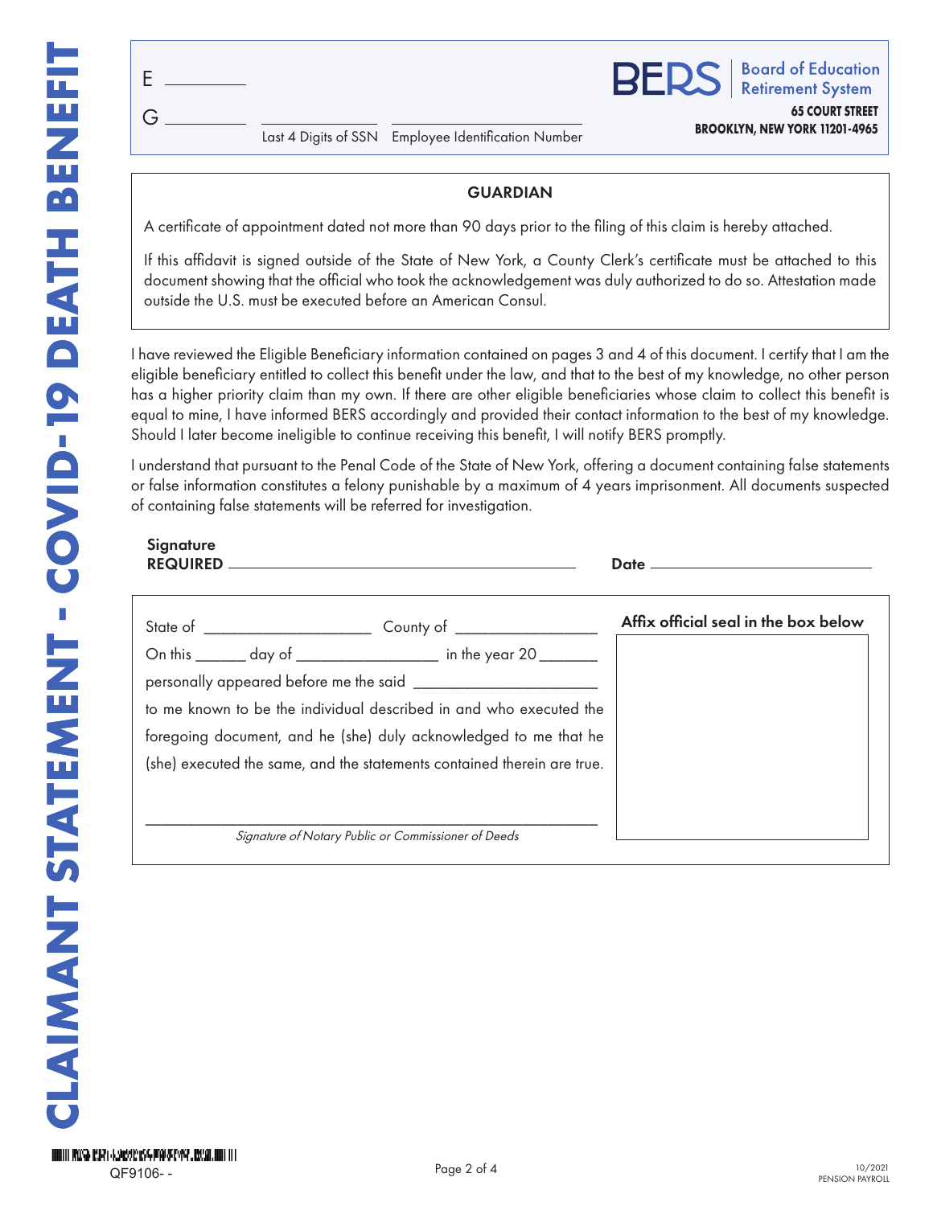# CLAIMANT STATEMENT - COVID-19 DEATH BENEFIT

E __________

G __________ ______________ ____________________

Last 4 Digits of SSN    Employee Identification Number

**BERS** Board of Education Retirement System

**65 COURT STREET**
**BROOKLYN, NEW YORK 11201-4965**

## GUARDIAN

A certificate of appointment dated not more than 90 days prior to the filing of this claim is hereby attached.

If this affidavit is signed outside of the State of New York, a County Clerk's certificate must be attached to this document showing that the official who took the acknowledgement was duly authorized to do so. Attestation made outside the U.S. must be executed before an American Consul.

I have reviewed the Eligible Beneficiary information contained on pages 3 and 4 of this document. I certify that I am the eligible beneficiary entitled to collect this benefit under the law, and that to the best of my knowledge, no other person has a higher priority claim than my own. If there are other eligible beneficiaries whose claim to collect this benefit is equal to mine, I have informed BERS accordingly and provided their contact information to the best of my knowledge. Should I later become ineligible to continue receiving this benefit, I will notify BERS promptly.

I understand that pursuant to the Penal Code of the State of New York, offering a document containing false statements or false information constitutes a felony punishable by a maximum of 4 years imprisonment. All documents suspected of containing false statements will be referred for investigation.

**Signature REQUIRED** ______________________________ **Date** ____________________

State of ____________________ County of ________________

On this ______ day of ________________ in the year 20 _______

personally appeared before me the said ______________________

to me known to be the individual described in and who executed the foregoing document, and he (she) duly acknowledged to me that he (she) executed the same, and the statements contained therein are true.

______________________________________________

*Signature of Notary Public or Commissioner of Deeds*

**Affix official seal in the box below**

QF9106- -

10/2021
PENSION PAYROLL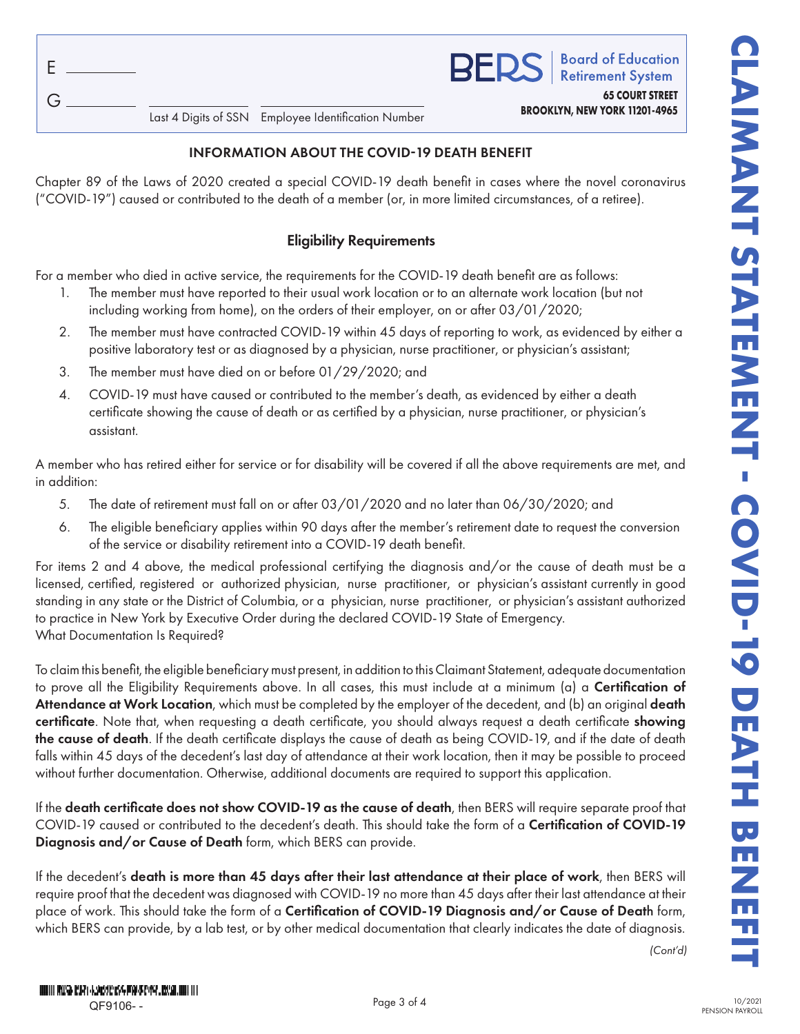E ________

G ________ ________________ ________________________

Last 4 Digits of SSN Employee Identification Number

**BERS** | Board of Education Retirement System

**65 COURT STREET**
**BROOKLYN, NEW YORK 11201-4965**

**CLAIMANT STATEMENT - COVID-19 DEATH BENEFIT**

## INFORMATION ABOUT THE COVID-19 DEATH BENEFIT

Chapter 89 of the Laws of 2020 created a special COVID-19 death benefit in cases where the novel coronavirus ("COVID-19") caused or contributed to the death of a member (or, in more limited circumstances, of a retiree).

### Eligibility Requirements

For a member who died in active service, the requirements for the COVID-19 death benefit are as follows:

1. The member must have reported to their usual work location or to an alternate work location (but not including working from home), on the orders of their employer, on or after 03/01/2020;
2. The member must have contracted COVID-19 within 45 days of reporting to work, as evidenced by either a positive laboratory test or as diagnosed by a physician, nurse practitioner, or physician's assistant;
3. The member must have died on or before 01/29/2020; and
4. COVID-19 must have caused or contributed to the member's death, as evidenced by either a death certificate showing the cause of death or as certified by a physician, nurse practitioner, or physician's assistant.

A member who has retired either for service or for disability will be covered if all the above requirements are met, and in addition:

5. The date of retirement must fall on or after 03/01/2020 and no later than 06/30/2020; and
6. The eligible beneficiary applies within 90 days after the member's retirement date to request the conversion of the service or disability retirement into a COVID-19 death benefit.

For items 2 and 4 above, the medical professional certifying the diagnosis and/or the cause of death must be a licensed, certified, registered or authorized physician, nurse practitioner, or physician's assistant currently in good standing in any state or the District of Columbia, or a physician, nurse practitioner, or physician's assistant authorized to practice in New York by Executive Order during the declared COVID-19 State of Emergency.
What Documentation Is Required?

To claim this benefit, the eligible beneficiary must present, in addition to this Claimant Statement, adequate documentation to prove all the Eligibility Requirements above. In all cases, this must include at a minimum (a) a **Certification of Attendance at Work Location**, which must be completed by the employer of the decedent, and (b) an original **death certificate**. Note that, when requesting a death certificate, you should always request a death certificate **showing the cause of death**. If the death certificate displays the cause of death as being COVID-19, and if the date of death falls within 45 days of the decedent's last day of attendance at their work location, then it may be possible to proceed without further documentation. Otherwise, additional documents are required to support this application.

If the **death certificate does not show COVID-19 as the cause of death**, then BERS will require separate proof that COVID-19 caused or contributed to the decedent's death. This should take the form of a **Certification of COVID-19 Diagnosis and/or Cause of Death** form, which BERS can provide.

If the decedent's **death is more than 45 days after their last attendance at their place of work**, then BERS will require proof that the decedent was diagnosed with COVID-19 no more than 45 days after their last attendance at their place of work. This should take the form of a **Certification of COVID-19 Diagnosis and/or Cause of Death** form, which BERS can provide, by a lab test, or by other medical documentation that clearly indicates the date of diagnosis.

*(Cont'd)*

QF9106- -

10/2021
PENSION PAYROLL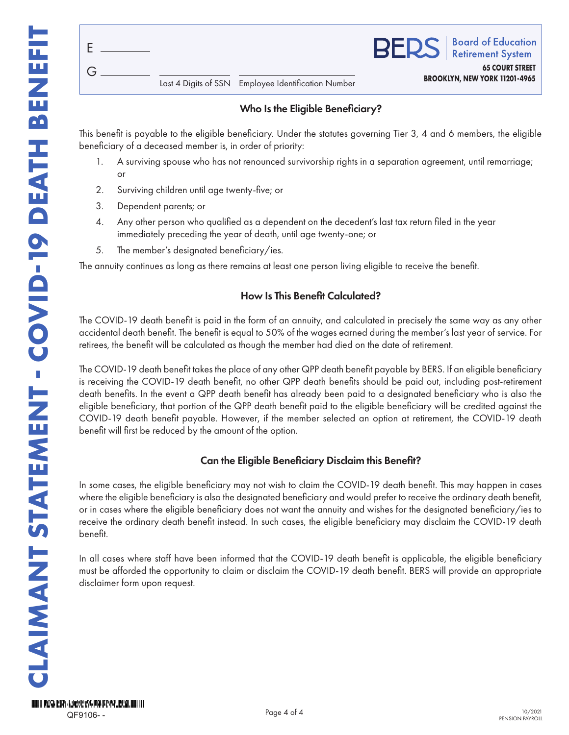E ________

G ________ ________________ ________________

Last 4 Digits of SSN  Employee Identification Number

BERS | Board of Education Retirement System

**65 COURT STREET**
**BROOKLYN, NEW YORK 11201-4965**

## Who Is the Eligible Beneficiary?

This benefit is payable to the eligible beneficiary. Under the statutes governing Tier 3, 4 and 6 members, the eligible beneficiary of a deceased member is, in order of priority:

1. A surviving spouse who has not renounced survivorship rights in a separation agreement, until remarriage; or
2. Surviving children until age twenty-five; or
3. Dependent parents; or
4. Any other person who qualified as a dependent on the decedent's last tax return filed in the year immediately preceding the year of death, until age twenty-one; or
5. The member's designated beneficiary/ies.

The annuity continues as long as there remains at least one person living eligible to receive the benefit.

## How Is This Benefit Calculated?

The COVID-19 death benefit is paid in the form of an annuity, and calculated in precisely the same way as any other accidental death benefit. The benefit is equal to 50% of the wages earned during the member's last year of service. For retirees, the benefit will be calculated as though the member had died on the date of retirement.

The COVID-19 death benefit takes the place of any other QPP death benefit payable by BERS. If an eligible beneficiary is receiving the COVID-19 death benefit, no other QPP death benefits should be paid out, including post-retirement death benefits. In the event a QPP death benefit has already been paid to a designated beneficiary who is also the eligible beneficiary, that portion of the QPP death benefit paid to the eligible beneficiary will be credited against the COVID-19 death benefit payable. However, if the member selected an option at retirement, the COVID-19 death benefit will first be reduced by the amount of the option.

## Can the Eligible Beneficiary Disclaim this Benefit?

In some cases, the eligible beneficiary may not wish to claim the COVID-19 death benefit. This may happen in cases where the eligible beneficiary is also the designated beneficiary and would prefer to receive the ordinary death benefit, or in cases where the eligible beneficiary does not want the annuity and wishes for the designated beneficiary/ies to receive the ordinary death benefit instead. In such cases, the eligible beneficiary may disclaim the COVID-19 death benefit.

In all cases where staff have been informed that the COVID-19 death benefit is applicable, the eligible beneficiary must be afforded the opportunity to claim or disclaim the COVID-19 death benefit. BERS will provide an appropriate disclaimer form upon request.

QF9106- -

10/2021
PENSION PAYROLL